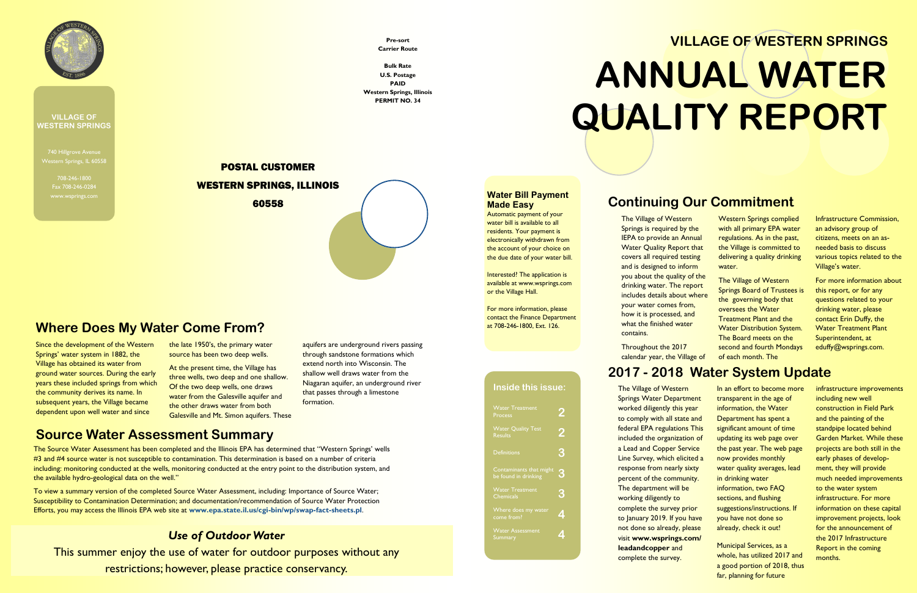**VILLAGE OF WESTERN SPRINGS**

740 Hillgrove Avenue
Western Springs, IL 60558

708-246-1800
Fax 708-246-0284
www.wsprings.com

**Pre-sort**
**Carrier Route**

**Bulk Rate**
**U.S. Postage**
**PAID**
**Western Springs, Illinois**
**PERMIT NO. 34**

**POSTAL CUSTOMER**
**WESTERN SPRINGS, ILLINOIS**
**60558**

# VILLAGE OF WESTERN SPRINGS
# ANNUAL WATER QUALITY REPORT

## Water Bill Payment Made Easy

Automatic payment of your water bill is available to all residents. Your payment is electronically withdrawn from the account of your choice on the due date of your water bill.

Interested? The application is available at www.wsprings.com or the Village Hall.

For more information, please contact the Finance Department at 708-246-1800, Ext. 126.

## Inside this issue:

| | |
|---|---|
| Water Treatment Process | 2 |
| Water Quality Test Results | 2 |
| Definitions | 3 |
| Contaminants that might be found in drinking | 3 |
| Water Treatment Chemicals | 3 |
| Where does my water come from? | 4 |
| Water Assessment Summary | 4 |

## Continuing Our Commitment

The Village of Western Springs is required by the IEPA to provide an Annual Water Quality Report that covers all required testing and is designed to inform you about the quality of the drinking water. The report includes details about where your water comes from, how it is processed, and what the finished water contains.

Throughout the 2017 calendar year, the Village of Western Springs complied with all primary EPA water regulations. As in the past, the Village is committed to delivering a quality drinking water.

The Village of Western Springs Board of Trustees is the governing body that oversees the Water Treatment Plant and the Water Distribution System. The Board meets on the second and fourth Mondays of each month. The Infrastructure Commission, an advisory group of citizens, meets on an as-needed basis to discuss various topics related to the Village's water.

For more information about this report, or for any questions related to your drinking water, please contact Erin Duffy, the Water Treatment Plant Superintendent, at eduffy@wsprings.com.

## 2017 - 2018 Water System Update

The Village of Western Springs Water Department worked diligently this year to comply with all state and federal EPA regulations This included the organization of a Lead and Copper Service Line Survey, which elicited a response from nearly sixty percent of the community. The department will be working diligently to complete the survey prior to January 2019. If you have not done so already, please visit **www.wsprings.com/leadandcopper** and complete the survey.

In an effort to become more transparent in the age of information, the Water Department has spent a significant amount of time updating its web page over the past year. The web page now provides monthly water quality averages, lead in drinking water information, two FAQ sections, and flushing suggestions/instructions. If you have not done so already, check it out!

Municipal Services, as a whole, has utilized 2017 and a good portion of 2018, thus far, planning for future infrastructure improvements including new well construction in Field Park and the painting of the standpipe located behind Garden Market. While these projects are both still in the early phases of development, they will provide much needed improvements to the water system infrastructure. For more information on these capital improvement projects, look for the announcement of the 2017 Infrastructure Report in the coming months.

## Where Does My Water Come From?

Since the development of the Western Springs' water system in 1882, the Village has obtained its water from ground water sources. During the early years these included springs from which the community derives its name. In subsequent years, the Village became dependent upon well water and since the late 1950's, the primary water source has been two deep wells.

At the present time, the Village has three wells, two deep and one shallow. Of the two deep wells, one draws water from the Galesville aquifer and the other draws water from both Galesville and Mt. Simon aquifers. These aquifers are underground rivers passing through sandstone formations which extend north into Wisconsin. The shallow well draws water from the Niagaran aquifer, an underground river that passes through a limestone formation.

## Source Water Assessment Summary

The Source Water Assessment has been completed and the Illinois EPA has determined that "Western Springs' wells #3 and #4 source water is not susceptible to contamination. This determination is based on a number of criteria including: monitoring conducted at the wells, monitoring conducted at the entry point to the distribution system, and the available hydro-geological data on the well."

To view a summary version of the completed Source Water Assessment, including: Importance of Source Water; Susceptibility to Contamination Determination; and documentation/recommendation of Source Water Protection Efforts, you may access the Illinois EPA web site at **www.epa.state.il.us/cgi-bin/wp/swap-fact-sheets.pl**.

### *Use of Outdoor Water*

This summer enjoy the use of water for outdoor purposes without any restrictions; however, please practice conservancy.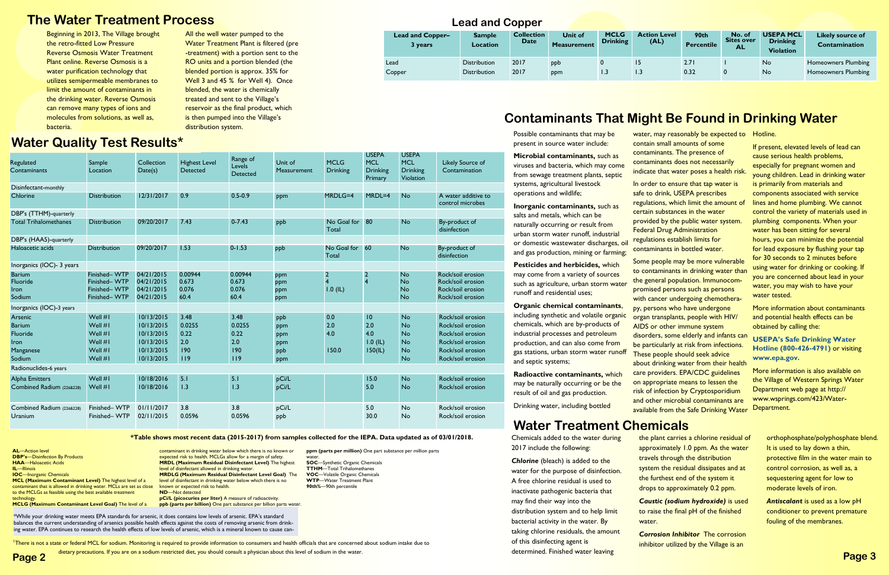## The Water Treatment Process

Beginning in 2013, The Village brought the retro-fitted Low Pressure Reverse Osmosis Water Treatment Plant online. Reverse Osmosis is a water purification technology that utilizes semipermeable membranes to limit the amount of contaminants in the drinking water. Reverse Osmosis can remove many types of ions and molecules from solutions, as well as, bacteria.

All the well water pumped to the Water Treatment Plant is filtered (pre-treatment) with a portion sent to the RO units and a portion blended (the blended portion is approx. 35% for Well 3 and 45 % for Well 4). Once blended, the water is chemically treated and sent to the Village's reservoir as the final product, which is then pumped into the Village's distribution system.

## Water Quality Test Results*

| Regulated Contaminants | Sample Location | Collection Date(s) | Highest Level Detected | Range of Levels Detected | Unit of Measurement | MCLG Drinking | USEPA MCL Drinking Primary | USEPA MCL Drinking Violation | Likely Source of Contamination |
|---|---|---|---|---|---|---|---|---|---|
| Disinfectant-monthly | | | | | | | | | |
| Chlorine | Distribution | 12/31/2017 | 0.9 | 0.5-0.9 | ppm | MRDLG=4 | MRDL=4 | No | A water additive to control microbes |
| DBP's (TTHM)-quarterly | | | | | | | | | |
| Total Trihalomethanes | Distribution | 09/20/2017 | 7.43 | 0-7.43 | ppb | No Goal for Total | 80 | No | By-product of disinfection |
| DBP's (HAA5)-quarterly | | | | | | | | | |
| Haloacetic acids | Distribution | 09/20/2017 | 1.53 | 0-1.53 | ppb | No Goal for Total | 60 | No | By-product of disinfection |
| Inorganics (IOC)- 3 years | | | | | | | | | |
| Barium | Finished– WTP | 04/21/2015 | 0.00944 | 0.00944 | ppm | 2 | 2 | No | Rock/soil erosion |
| Fluoride | Finished– WTP | 04/21/2015 | 0.673 | 0.673 | ppm | 4 | 4 | No | Rock/soil erosion |
| Iron | Finished– WTP | 04/21/2015 | 0.076 | 0.076 | ppm | 1.0 (IL) | | No | Rock/soil erosion |
| Sodium | Finished– WTP | 04/21/2015 | 60.4 | 60.4 | ppm | | | No | Rock/soil erosion |
| Inorganics (IOC)-3 years | | | | | | | | | |
| Arsenic | Well #1 | 10/13/2015 | 3.48 | 3.48 | ppb | 0.0 | 10 | No | Rock/soil erosion |
| Barium | Well #1 | 10/13/2015 | 0.0255 | 0.0255 | ppm | 2.0 | 2.0 | No | Rock/soil erosion |
| Fluoride | Well #1 | 10/13/2015 | 0.22 | 0.22 | ppm | 4.0 | 4.0 | No | Rock/soil erosion |
| Iron | Well #1 | 10/13/2015 | 2.0 | 2.0 | ppm | | 1.0 (IL) | No | Rock/soil erosion |
| Manganese | Well #1 | 10/13/2015 | 190 | 190 | ppb | 150.0 | 150(IL) | No | Rock/soil erosion |
| Sodium | Well #1 | 10/13/2015 | 119 | 119 | ppm | | | No | Rock/soil erosion |
| Radionuclides-6 years | | | | | | | | | |
| Alpha Emitters | Well #1 | 10/18/2016 | 5.1 | 5.1 | pCi/L | | 15.0 | No | Rock/soil erosion |
| Combined Radium (226&228) | Well #1 | 10/18/2016 | 1.3 | 1.3 | pCi/L | | 5.0 | No | Rock/soil erosion |
| Combined Radium (226&228) | Finished– WTP | 01/11/2017 | 3.8 | 3.8 | pCi/L | | 5.0 | No | Rock/soil erosion |
| Uranium | Finished– WTP | 02/11/2015 | 0.0596 | 0.0596 | ppb | | 30.0 | No | Rock/soil erosion |

***Table shows most recent data (2015-2017) from samples collected for the IEPA. Data updated as of 03/01/2018.**

**AL**—Action level
**DBP's**—Disinfection By Products
**HAA**—Haloacetic Acids
**IL**—Illinois
**IOC**—Inorganic Chemicals
**MCL (Maximum Contaminant Level)** The highest level of a contaminant that is allowed in drinking water. MCLs are set as close to the MCLGs as feasible using the best available treatment technology.
**MCLG (Maximum Contaminant Level Goal)** The level of a contaminant in drinking water below which there is no known or expected risk to health. MCLGs allow for a margin of safety.
**MRDL (Maximum Residual Disinfectant Level)** The highest level of disinfectant allowed in drinking water.
**MRDLG (Maximum Residual Disinfectant Level Goal)** The level of disinfectant in drinking water below which there is no known or expected risk to health.
**ND**—Not detected
**pCi/L (picocuries per liter)** A measure of radioactivity.
**ppb (parts per billion)** One part substance per billion parts water.
**ppm (parts per million)** One part substance per million parts water.
**SOC**—Synthetic Organic Chemicals
**TTHM**—Total Trihalomethanes
**VOC**—Volatile Organic Chemicals
**WTP**—Water Treatment Plant
**90th%**—90th percentile

*While your drinking water meets EPA standards for arsenic, it does contains low levels of arsenic. EPA's standard balances the current understanding of arsenics possible health effects against the costs of removing arsenic from drinking water. EPA continues to research the health effects of low levels of arsenic, which is a mineral known to cause can-

[1]There is not a state or federal MCL for sodium. Monitoring is required to provide information to consumers and health officials that are concerned about sodium intake due to dietary precautions. If you are on a sodium restricted diet, you should consult a physician about this level of sodium in the water.

## Lead and Copper

| Lead and Copper– 3 years | Sample Location | Collection Date | Unit of Measurement | MCLG Drinking | Action Level (AL) | 90th Percentile | No. of Sites over AL | USEPA MCL Drinking Violation | Likely source of Contamination |
|---|---|---|---|---|---|---|---|---|---|
| Lead | Distribution | 2017 | ppb | 0 | 15 | 2.71 | 1 | No | Homeowners Plumbing |
| Copper | Distribution | 2017 | ppm | 1.3 | 1.3 | 0.32 | 0 | No | Homeowners Plumbing |

## Contaminants That Might Be Found in Drinking Water

Possible contaminants that may be present in source water include:

**Microbial contaminants,** such as viruses and bacteria, which may come from sewage treatment plants, septic systems, agricultural livestock operations and wildlife;

**Inorganic contaminants,** such as salts and metals, which can be naturally occurring or result from urban storm water runoff, industrial or domestic wastewater discharges, oil and gas production, mining or farming;

**Pesticides and herbicides,** which may come from a variety of sources such as agriculture, urban storm water runoff and residential uses;

**Organic chemical contaminants**, including synthetic and volatile organic chemicals, which are by-products of industrial processes and petroleum production, and can also come from gas stations, urban storm water runoff and septic systems;

**Radioactive contaminants,** which may be naturally occurring or be the result of oil and gas production.

Drinking water, including bottled water, may reasonably be expected to contain small amounts of some contaminants. The presence of contaminants does not necessarily indicate that water poses a health risk.

In order to ensure that tap water is safe to drink, USEPA prescribes regulations, which limit the amount of certain substances in the water provided by the public water system. Federal Drug Administration regulations establish limits for contaminants in bottled water.

Some people may be more vulnerable to contaminants in drinking water than the general population. Immunocompromised persons such as persons with cancer undergoing chemotherapy, persons who have undergone organ transplants, people with HIV/AIDS or other immune system disorders, some elderly and infants can be particularly at risk from infections. These people should seek advice about drinking water from their health care providers. EPA/CDC guidelines on appropriate means to lessen the risk of infection by Cryptosporidium and other microbial contaminants are available from the Safe Drinking Water Hotline.

If present, elevated levels of lead can cause serious health problems, especially for pregnant women and young children. Lead in drinking water is primarily from materials and components associated with service lines and home plumbing. We cannot control the variety of materials used in plumbing components. When your water has been sitting for several hours, you can minimize the potential for lead exposure by flushing your tap for 30 seconds to 2 minutes before using water for drinking or cooking. If you are concerned about lead in your water, you may wish to have your water tested.

More information about contaminants and potential health effects can be obtained by calling the:

**USEPA's Safe Drinking Water Hotline (800-426-4791)** or visiting **www.epa.gov.**

More information is also available on the Village of Western Springs Water Department web page at http://www.wsprings.com/423/Water-Department.

## Water Treatment Chemicals

Chemicals added to the water during 2017 include the following:

***Chlorine*** (bleach) is added to the water for the purpose of disinfection. A free chlorine residual is used to inactivate pathogenic bacteria that may find their way into the distribution system and to help limit bacterial activity in the water. By taking chlorine residuals, the amount of this disinfecting agent is determined. Finished water leaving the plant carries a chlorine residual of approximately 1.0 ppm. As the water travels through the distribution system the residual dissipates and at the furthest end of the system it drops to approximately 0.2 ppm.

***Caustic (sodium hydroxide)*** is used to raise the final pH of the finished water.

***Corrosion Inhibitor*** The corrosion inhibitor utilized by the Village is an orthophosphate/polyphosphate blend. It is used to lay down a thin, protective film in the water main to control corrosion, as well as, a sequestering agent for low to moderate levels of iron.

***Antiscalant*** is used as a low pH conditioner to prevent premature fouling of the membranes.